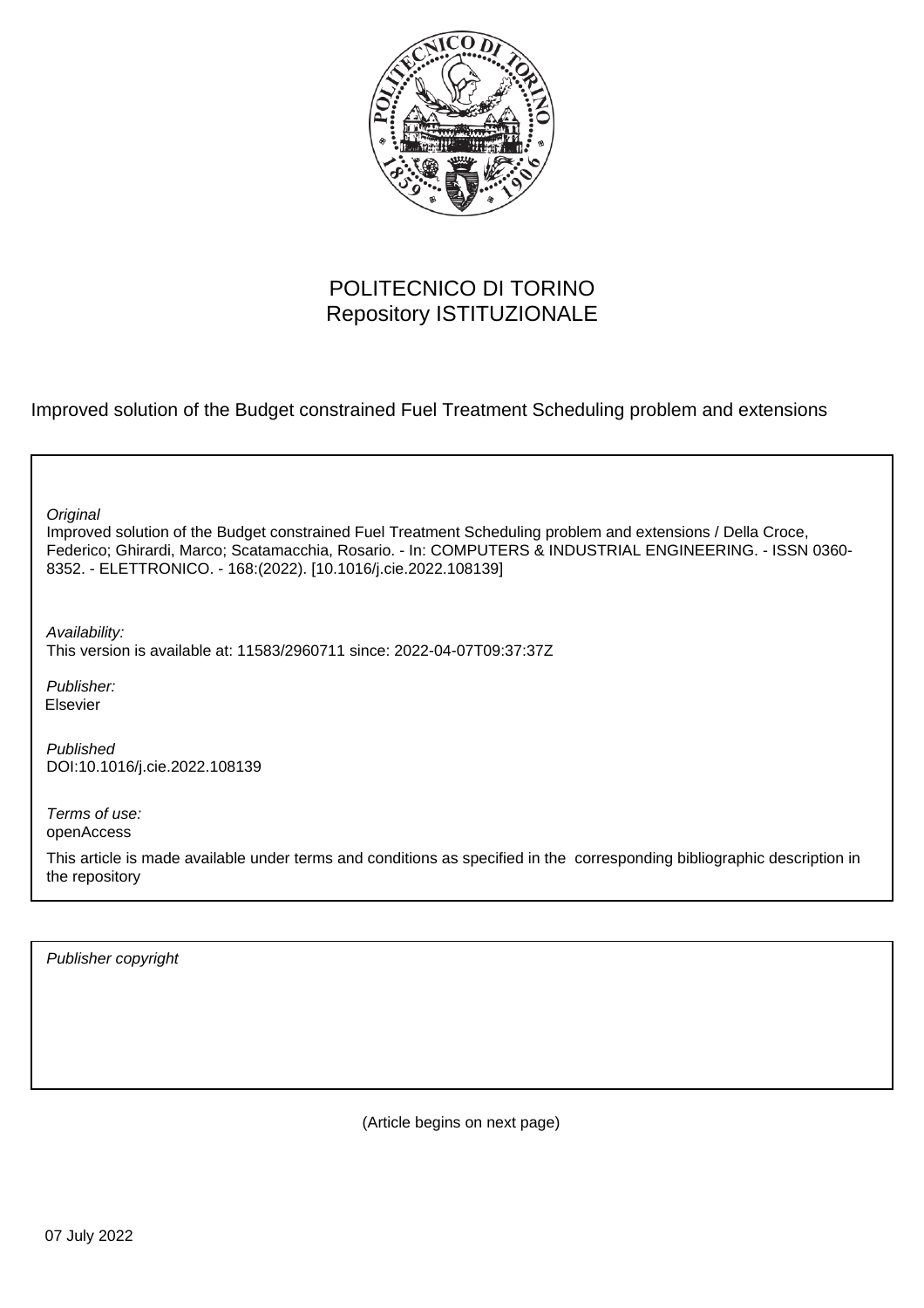POLITECNICO DI TORINO
Repository ISTITUZIONALE

Improved solution of the Budget constrained Fuel Treatment Scheduling problem and extensions

*Original*
Improved solution of the Budget constrained Fuel Treatment Scheduling problem and extensions / Della Croce, Federico; Ghirardi, Marco; Scatamacchia, Rosario. - In: COMPUTERS & INDUSTRIAL ENGINEERING. - ISSN 0360-8352. - ELETTRONICO. - 168:(2022). [10.1016/j.cie.2022.108139]

*Availability:*
This version is available at: 11583/2960711 since: 2022-04-07T09:37:37Z

*Publisher:*
Elsevier

*Published*
DOI:10.1016/j.cie.2022.108139

*Terms of use:*
openAccess

This article is made available under terms and conditions as specified in the corresponding bibliographic description in the repository

*Publisher copyright*

(Article begins on next page)

07 July 2022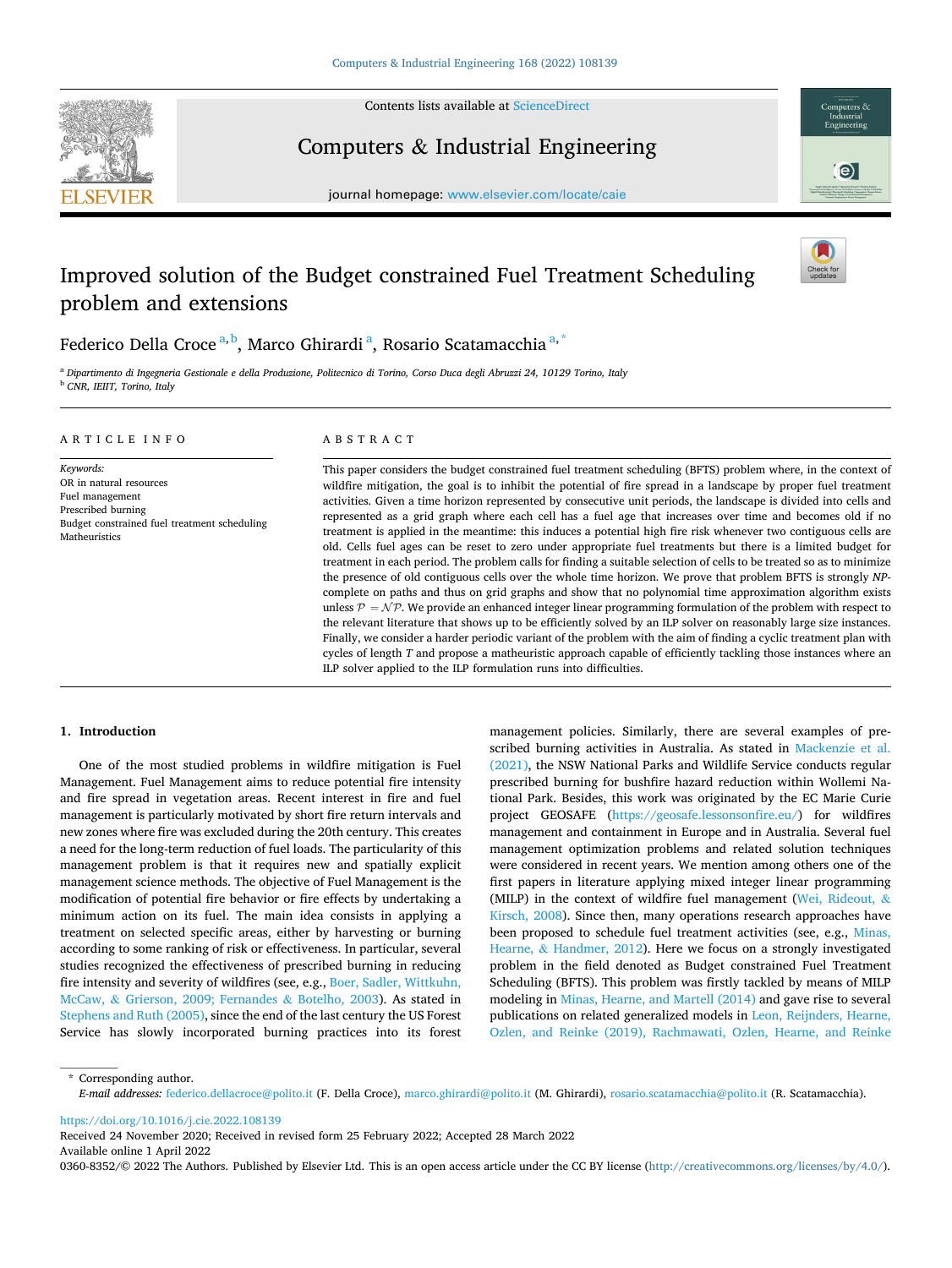# Improved solution of the Budget constrained Fuel Treatment Scheduling problem and extensions

Federico Della Croce [a,b], Marco Ghirardi [a], Rosario Scatamacchia [a,*]

[a] Dipartimento di Ingegneria Gestionale e della Produzione, Politecnico di Torino, Corso Duca degli Abruzzi 24, 10129 Torino, Italy
[b] CNR, IEIIT, Torino, Italy

## ARTICLE INFO

*Keywords:*
OR in natural resources
Fuel management
Prescribed burning
Budget constrained fuel treatment scheduling
Matheuristics

## ABSTRACT

This paper considers the budget constrained fuel treatment scheduling (BFTS) problem where, in the context of wildfire mitigation, the goal is to inhibit the potential of fire spread in a landscape by proper fuel treatment activities. Given a time horizon represented by consecutive unit periods, the landscape is divided into cells and represented as a grid graph where each cell has a fuel age that increases over time and becomes old if no treatment is applied in the meantime: this induces a potential high fire risk whenever two contiguous cells are old. Cells fuel ages can be reset to zero under appropriate fuel treatments but there is a limited budget for treatment in each period. The problem calls for finding a suitable selection of cells to be treated so as to minimize the presence of old contiguous cells over the whole time horizon. We prove that problem BFTS is strongly *NP*-complete on paths and thus on grid graphs and show that no polynomial time approximation algorithm exists unless $\mathcal{P} = \mathcal{NP}$. We provide an enhanced integer linear programming formulation of the problem with respect to the relevant literature that shows up to be efficiently solved by an ILP solver on reasonably large size instances. Finally, we consider a harder periodic variant of the problem with the aim of finding a cyclic treatment plan with cycles of length $T$ and propose a matheuristic approach capable of efficiently tackling those instances where an ILP solver applied to the ILP formulation runs into difficulties.

## 1. Introduction

One of the most studied problems in wildfire mitigation is Fuel Management. Fuel Management aims to reduce potential fire intensity and fire spread in vegetation areas. Recent interest in fire and fuel management is particularly motivated by short fire return intervals and new zones where fire was excluded during the 20th century. This creates a need for the long-term reduction of fuel loads. The particularity of this management problem is that it requires new and spatially explicit management science methods. The objective of Fuel Management is the modification of potential fire behavior or fire effects by undertaking a minimum action on its fuel. The main idea consists in applying a treatment on selected specific areas, either by harvesting or burning according to some ranking of risk or effectiveness. In particular, several studies recognized the effectiveness of prescribed burning in reducing fire intensity and severity of wildfires (see, e.g., Boer, Sadler, Wittkuhn, McCaw, & Grierson, 2009; Fernandes & Botelho, 2003). As stated in Stephens and Ruth (2005), since the end of the last century the US Forest Service has slowly incorporated burning practices into its forest management policies. Similarly, there are several examples of prescribed burning activities in Australia. As stated in Mackenzie et al. (2021), the NSW National Parks and Wildlife Service conducts regular prescribed burning for bushfire hazard reduction within Wollemi National Park. Besides, this work was originated by the EC Marie Curie project GEOSAFE (https://geosafe.lessonsonfire.eu/) for wildfires management and containment in Europe and in Australia. Several fuel management optimization problems and related solution techniques were considered in recent years. We mention among others one of the first papers in literature applying mixed integer linear programming (MILP) in the context of wildfire fuel management (Wei, Rideout, & Kirsch, 2008). Since then, many operations research approaches have been proposed to schedule fuel treatment activities (see, e.g., Minas, Hearne, & Handmer, 2012). Here we focus on a strongly investigated problem in the field denoted as Budget constrained Fuel Treatment Scheduling (BFTS). This problem was firstly tackled by means of MILP modeling in Minas, Hearne, and Martell (2014) and gave rise to several publications on related generalized models in Leon, Reijnders, Hearne, Ozlen, and Reinke (2019), Rachmawati, Ozlen, Hearne, and Reinke

\* Corresponding author.
*E-mail addresses:* federico.dellacroce@polito.it (F. Della Croce), marco.ghirardi@polito.it (M. Ghirardi), rosario.scatamacchia@polito.it (R. Scatamacchia).

https://doi.org/10.1016/j.cie.2022.108139
Received 24 November 2020; Received in revised form 25 February 2022; Accepted 28 March 2022
Available online 1 April 2022
0360-8352/© 2022 The Authors. Published by Elsevier Ltd. This is an open access article under the CC BY license (http://creativecommons.org/licenses/by/4.0/).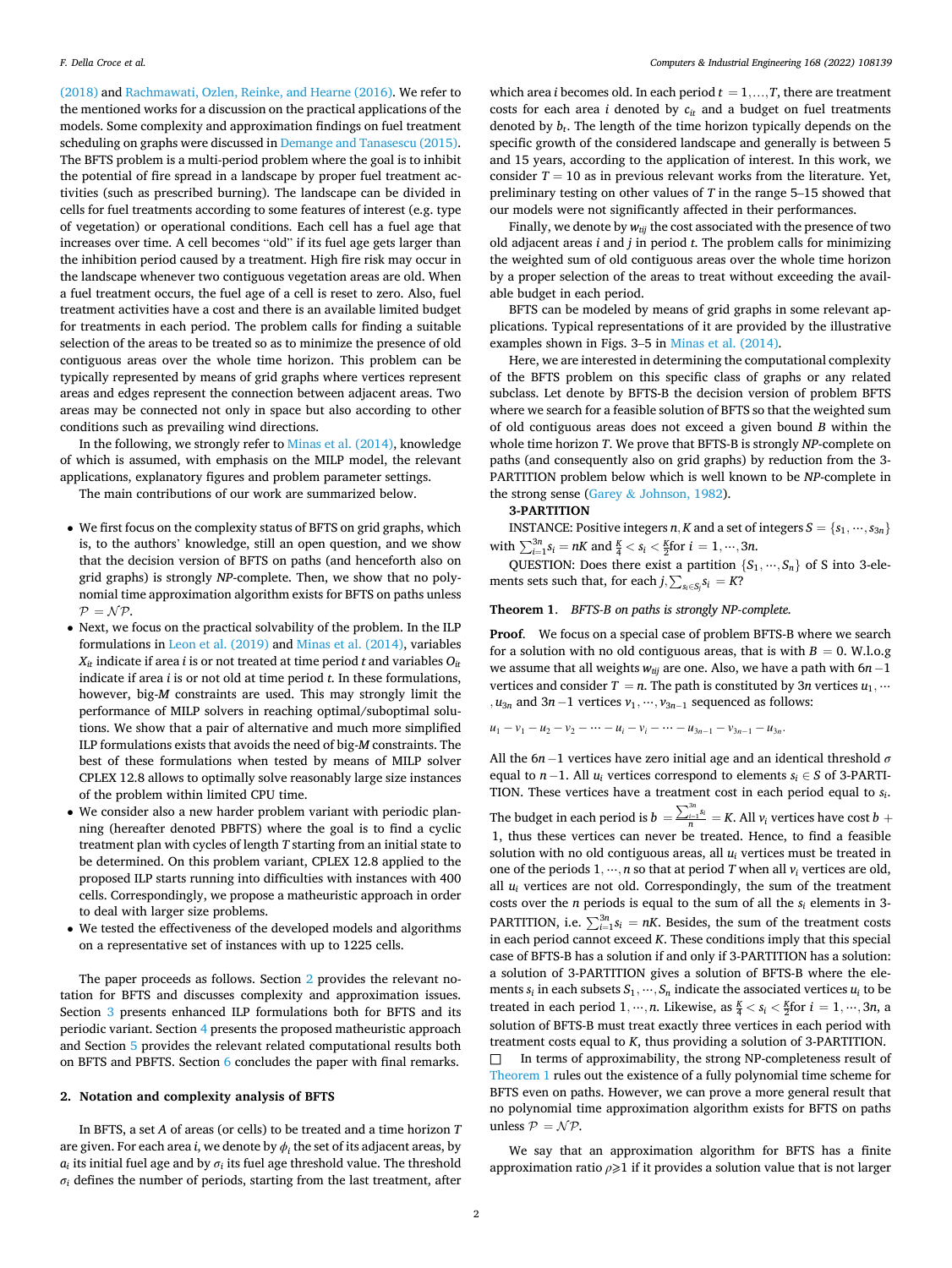(2018) and Rachmawati, Ozlen, Reinke, and Hearne (2016). We refer to the mentioned works for a discussion on the practical applications of the models. Some complexity and approximation findings on fuel treatment scheduling on graphs were discussed in Demange and Tanasescu (2015). The BFTS problem is a multi-period problem where the goal is to inhibit the potential of fire spread in a landscape by proper fuel treatment activities (such as prescribed burning). The landscape can be divided in cells for fuel treatments according to some features of interest (e.g. type of vegetation) or operational conditions. Each cell has a fuel age that increases over time. A cell becomes "old" if its fuel age gets larger than the inhibition period caused by a treatment. High fire risk may occur in the landscape whenever two contiguous vegetation areas are old. When a fuel treatment occurs, the fuel age of a cell is reset to zero. Also, fuel treatment activities have a cost and there is an available limited budget for treatments in each period. The problem calls for finding a suitable selection of the areas to be treated so as to minimize the presence of old contiguous areas over the whole time horizon. This problem can be typically represented by means of grid graphs where vertices represent areas and edges represent the connection between adjacent areas. Two areas may be connected not only in space but also according to other conditions such as prevailing wind directions.

In the following, we strongly refer to Minas et al. (2014), knowledge of which is assumed, with emphasis on the MILP model, the relevant applications, explanatory figures and problem parameter settings.

The main contributions of our work are summarized below.

- We first focus on the complexity status of BFTS on grid graphs, which is, to the authors' knowledge, still an open question, and we show that the decision version of BFTS on paths (and henceforth also on grid graphs) is strongly *NP*-complete. Then, we show that no polynomial time approximation algorithm exists for BFTS on paths unless $\mathcal{P} = \mathcal{NP}$.
- Next, we focus on the practical solvability of the problem. In the ILP formulations in Leon et al. (2019) and Minas et al. (2014), variables $X_{it}$ indicate if area $i$ is or not treated at time period $t$ and variables $O_{it}$ indicate if area $i$ is or not old at time period $t$. In these formulations, however, big-$M$ constraints are used. This may strongly limit the performance of MILP solvers in reaching optimal/suboptimal solutions. We show that a pair of alternative and much more simplified ILP formulations exists that avoids the need of big-$M$ constraints. The best of these formulations when tested by means of MILP solver CPLEX 12.8 allows to optimally solve reasonably large size instances of the problem within limited CPU time.
- We consider also a new harder problem variant with periodic planning (hereafter denoted PBFTS) where the goal is to find a cyclic treatment plan with cycles of length $T$ starting from an initial state to be determined. On this problem variant, CPLEX 12.8 applied to the proposed ILP starts running into difficulties with instances with 400 cells. Correspondingly, we propose a matheuristic approach in order to deal with larger size problems.
- We tested the effectiveness of the developed models and algorithms on a representative set of instances with up to 1225 cells.

The paper proceeds as follows. Section 2 provides the relevant notation for BFTS and discusses complexity and approximation issues. Section 3 presents enhanced ILP formulations both for BFTS and its periodic variant. Section 4 presents the proposed matheuristic approach and Section 5 provides the relevant related computational results both on BFTS and PBFTS. Section 6 concludes the paper with final remarks.

## 2. Notation and complexity analysis of BFTS

In BFTS, a set $A$ of areas (or cells) to be treated and a time horizon $T$ are given. For each area $i$, we denote by $\phi_i$ the set of its adjacent areas, by $a_i$ its initial fuel age and by $\sigma_i$ its fuel age threshold value. The threshold $\sigma_i$ defines the number of periods, starting from the last treatment, after which area $i$ becomes old. In each period $t = 1, \dots, T$, there are treatment costs for each area $i$ denoted by $c_{it}$ and a budget on fuel treatments denoted by $b_t$. The length of the time horizon typically depends on the specific growth of the considered landscape and generally is between 5 and 15 years, according to the application of interest. In this work, we consider $T = 10$ as in previous relevant works from the literature. Yet, preliminary testing on other values of $T$ in the range 5–15 showed that our models were not significantly affected in their performances.

Finally, we denote by $w_{tij}$ the cost associated with the presence of two old adjacent areas $i$ and $j$ in period $t$. The problem calls for minimizing the weighted sum of old contiguous areas over the whole time horizon by a proper selection of the areas to treat without exceeding the available budget in each period.

BFTS can be modeled by means of grid graphs in some relevant applications. Typical representations of it are provided by the illustrative examples shown in Figs. 3–5 in Minas et al. (2014).

Here, we are interested in determining the computational complexity of the BFTS problem on this specific class of graphs or any related subclass. Let denote by BFTS-B the decision version of problem BFTS where we search for a feasible solution of BFTS so that the weighted sum of old contiguous areas does not exceed a given bound $B$ within the whole time horizon $T$. We prove that BFTS-B is strongly *NP*-complete on paths (and consequently also on grid graphs) by reduction from the 3-PARTITION problem below which is well known to be *NP*-complete in the strong sense (Garey & Johnson, 1982).

**3-PARTITION**

INSTANCE: Positive integers $n, K$ and a set of integers $S = \{s_1, \cdots, s_{3n}\}$ with $\sum_{i=1}^{3n} s_i = nK$ and $\frac{K}{4} < s_i < \frac{K}{2}$ for $i = 1, \cdots, 3n$.

QUESTION: Does there exist a partition $\{S_1, \cdots, S_n\}$ of S into 3-elements sets such that, for each $j, \sum_{s_i \in S_j} s_i = K$?

**Theorem 1.** *BFTS-B on paths is strongly NP-complete.*

**Proof.** We focus on a special case of problem BFTS-B where we search for a solution with no old contiguous areas, that is with $B = 0$. W.l.o.g we assume that all weights $w_{tij}$ are one. Also, we have a path with $6n - 1$ vertices and consider $T = n$. The path is constituted by $3n$ vertices $u_1, \cdots, u_{3n}$ and $3n - 1$ vertices $v_1, \cdots, v_{3n-1}$ sequenced as follows:

$$u_1 - v_1 - u_2 - v_2 - \cdots - u_i - v_i - \cdots - u_{3n-1} - v_{3n-1} - u_{3n}.$$

All the $6n - 1$ vertices have zero initial age and an identical threshold $\sigma$ equal to $n - 1$. All $u_i$ vertices correspond to elements $s_i \in S$ of 3-PARTITION. These vertices have a treatment cost in each period equal to $s_i$. The budget in each period is $b = \frac{\sum_{i=1}^{3n} s_i}{n} = K$. All $v_i$ vertices have cost $b + 1$, thus these vertices can never be treated. Hence, to find a feasible solution with no old contiguous areas, all $u_i$ vertices must be treated in one of the periods $1, \cdots, n$ so that at period $T$ when all $v_i$ vertices are old, all $u_i$ vertices are not old. Correspondingly, the sum of the treatment costs over the $n$ periods is equal to the sum of all the $s_i$ elements in 3-PARTITION, i.e. $\sum_{i=1}^{3n} s_i = nK$. Besides, the sum of the treatment costs in each period cannot exceed $K$. These conditions imply that this special case of BFTS-B has a solution if and only if 3-PARTITION has a solution: a solution of 3-PARTITION gives a solution of BFTS-B where the elements $s_i$ in each subsets $S_1, \cdots, S_n$ indicate the associated vertices $u_i$ to be treated in each period $1, \cdots, n$. Likewise, as $\frac{K}{4} < s_i < \frac{K}{2}$ for $i = 1, \cdots, 3n$, a solution of BFTS-B must treat exactly three vertices in each period with treatment costs equal to $K$, thus providing a solution of 3-PARTITION. □

In terms of approximability, the strong NP-completeness result of Theorem 1 rules out the existence of a fully polynomial time scheme for BFTS even on paths. However, we can prove a more general result that no polynomial time approximation algorithm exists for BFTS on paths unless $\mathcal{P} = \mathcal{NP}$.

We say that an approximation algorithm for BFTS has a finite approximation ratio $\rho \geqslant 1$ if it provides a solution value that is not larger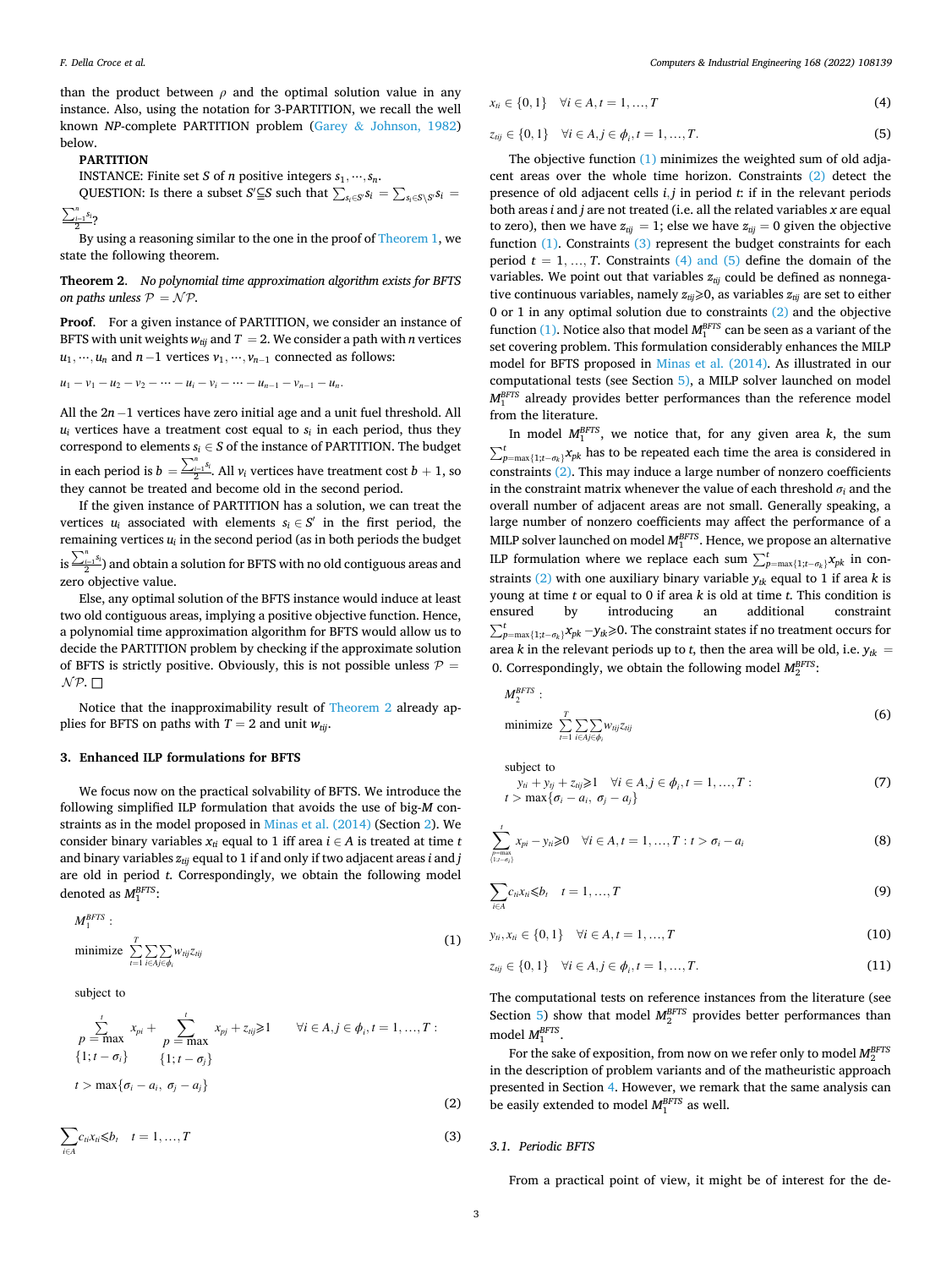than the product between $\rho$ and the optimal solution value in any instance. Also, using the notation for 3-PARTITION, we recall the well known *NP*-complete PARTITION problem (Garey & Johnson, 1982) below.

**PARTITION**

INSTANCE: Finite set $S$ of $n$ positive integers $s_1, \cdots, s_n$.

QUESTION: Is there a subset $S' \subseteq S$ such that $\sum_{s_i \in S'} s_i = \sum_{s_i \in S \setminus S'} s_i = \frac{\sum_{i=1}^{n} s_i}{2}$?

By using a reasoning similar to the one in the proof of Theorem 1, we state the following theorem.

**Theorem 2.** *No polynomial time approximation algorithm exists for BFTS on paths unless $\mathcal{P} = \mathcal{NP}$.*

**Proof.** For a given instance of PARTITION, we consider an instance of BFTS with unit weights $w_{tij}$ and $T = 2$. We consider a path with $n$ vertices $u_1, \cdots, u_n$ and $n-1$ vertices $v_1, \cdots, v_{n-1}$ connected as follows:

$$u_1 - v_1 - u_2 - v_2 - \cdots - u_i - v_i - \cdots - u_{n-1} - v_{n-1} - u_n.$$

All the $2n-1$ vertices have zero initial age and a unit fuel threshold. All $u_i$ vertices have a treatment cost equal to $s_i$ in each period, thus they correspond to elements $s_i \in S$ of the instance of PARTITION. The budget in each period is $b = \frac{\sum_{i=1}^{n} s_i}{2}$. All $v_i$ vertices have treatment cost $b+1$, so they cannot be treated and become old in the second period.

If the given instance of PARTITION has a solution, we can treat the vertices $u_i$ associated with elements $s_i \in S'$ in the first period, the remaining vertices $u_i$ in the second period (as in both periods the budget is $\frac{\sum_{i=1}^{n} s_i}{2}$) and obtain a solution for BFTS with no old contiguous areas and zero objective value.

Else, any optimal solution of the BFTS instance would induce at least two old contiguous areas, implying a positive objective function. Hence, a polynomial time approximation algorithm for BFTS would allow us to decide the PARTITION problem by checking if the approximate solution of BFTS is strictly positive. Obviously, this is not possible unless $\mathcal{P} = \mathcal{NP}$. □

Notice that the inapproximability result of Theorem 2 already applies for BFTS on paths with $T = 2$ and unit $w_{tij}$.

## 3. Enhanced ILP formulations for BFTS

We focus now on the practical solvability of BFTS. We introduce the following simplified ILP formulation that avoids the use of big-*M* constraints as in the model proposed in Minas et al. (2014) (Section 2). We consider binary variables $x_{ti}$ equal to 1 iff area $i \in A$ is treated at time $t$ and binary variables $z_{tij}$ equal to 1 if and only if two adjacent areas $i$ and $j$ are old in period $t$. Correspondingly, we obtain the following model denoted as $M_1^{BFTS}$:

$M_1^{BFTS}$ :

$$\text{minimize} \sum_{t=1}^{T} \sum_{i \in A} \sum_{j \in \phi_i} w_{tij} z_{tij} \tag{1}$$

subject to

$$\sum_{p=\max\{1;t-\sigma_i\}}^{t} x_{pi} + \sum_{p=\max\{1;t-\sigma_j\}}^{t} x_{pj} + z_{tij} \geqslant 1 \quad \forall i \in A, j \in \phi_i, t = 1, \ldots, T : t > \max\{\sigma_i - a_i,\ \sigma_j - a_j\} \tag{2}$$

$$\sum_{i \in A} c_{ti} x_{ti} \leqslant b_t \quad t = 1, \ldots, T \tag{3}$$

$$x_{ti} \in \{0, 1\} \quad \forall i \in A, t = 1, \ldots, T \tag{4}$$

$$z_{tij} \in \{0, 1\} \quad \forall i \in A, j \in \phi_i, t = 1, \ldots, T. \tag{5}$$

The objective function (1) minimizes the weighted sum of old adjacent areas over the whole time horizon. Constraints (2) detect the presence of old adjacent cells $i, j$ in period $t$: if in the relevant periods both areas $i$ and $j$ are not treated (i.e. all the related variables $x$ are equal to zero), then we have $z_{tij} = 1$; else we have $z_{tij} = 0$ given the objective function (1). Constraints (3) represent the budget constraints for each period $t = 1, \ldots, T$. Constraints (4) and (5) define the domain of the variables. We point out that variables $z_{tij}$ could be defined as nonnegative continuous variables, namely $z_{tij} \geqslant 0$, as variables $z_{tij}$ are set to either 0 or 1 in any optimal solution due to constraints (2) and the objective function (1). Notice also that model $M_1^{BFTS}$ can be seen as a variant of the set covering problem. This formulation considerably enhances the MILP model for BFTS proposed in Minas et al. (2014). As illustrated in our computational tests (see Section 5), a MILP solver launched on model $M_1^{BFTS}$ already provides better performances than the reference model from the literature.

In model $M_1^{BFTS}$, we notice that, for any given area $k$, the sum $\sum_{p=\max\{1;t-\sigma_k\}}^{t} x_{pk}$ has to be repeated each time the area is considered in constraints (2). This may induce a large number of nonzero coefficients in the constraint matrix whenever the value of each threshold $\sigma_i$ and the overall number of adjacent areas are not small. Generally speaking, a large number of nonzero coefficients may affect the performance of a MILP solver launched on model $M_1^{BFTS}$. Hence, we propose an alternative ILP formulation where we replace each sum $\sum_{p=\max\{1;t-\sigma_k\}}^{t} x_{pk}$ in constraints (2) with one auxiliary binary variable $y_{tk}$ equal to 1 if area $k$ is young at time $t$ or equal to 0 if area $k$ is old at time $t$. This condition is ensured by introducing an additional constraint $\sum_{p=\max\{1;t-\sigma_k\}}^{t} x_{pk} - y_{tk} \geqslant 0$. The constraint states if no treatment occurs for area $k$ in the relevant periods up to $t$, then the area will be old, i.e. $y_{tk} = 0$. Correspondingly, we obtain the following model $M_2^{BFTS}$:

$M_2^{BFTS}$ :

$$\text{minimize} \sum_{t=1}^{T} \sum_{i \in A} \sum_{j \in \phi_i} w_{tij} z_{tij} \tag{6}$$

subject to

$$y_{ti} + y_{tj} + z_{tij} \geqslant 1 \quad \forall i \in A, j \in \phi_i, t = 1, \ldots, T : t > \max\{\sigma_i - a_i,\ \sigma_j - a_j\} \tag{7}$$

$$\sum_{p=\max\{1;t-\sigma_i\}}^{t} x_{pi} - y_{ti} \geqslant 0 \quad \forall i \in A, t = 1, \ldots, T : t > \sigma_i - a_i \tag{8}$$

$$\sum_{i \in A} c_{ti} x_{ti} \leqslant b_t \quad t = 1, \ldots, T \tag{9}$$

$$y_{ti}, x_{ti} \in \{0, 1\} \quad \forall i \in A, t = 1, \ldots, T \tag{10}$$

$$z_{tij} \in \{0, 1\} \quad \forall i \in A, j \in \phi_i, t = 1, \ldots, T. \tag{11}$$

The computational tests on reference instances from the literature (see Section 5) show that model $M_2^{BFTS}$ provides better performances than model $M_1^{BFTS}$.

For the sake of exposition, from now on we refer only to model $M_2^{BFTS}$ in the description of problem variants and of the matheuristic approach presented in Section 4. However, we remark that the same analysis can be easily extended to model $M_1^{BFTS}$ as well.

### 3.1. Periodic BFTS

From a practical point of view, it might be of interest for the de-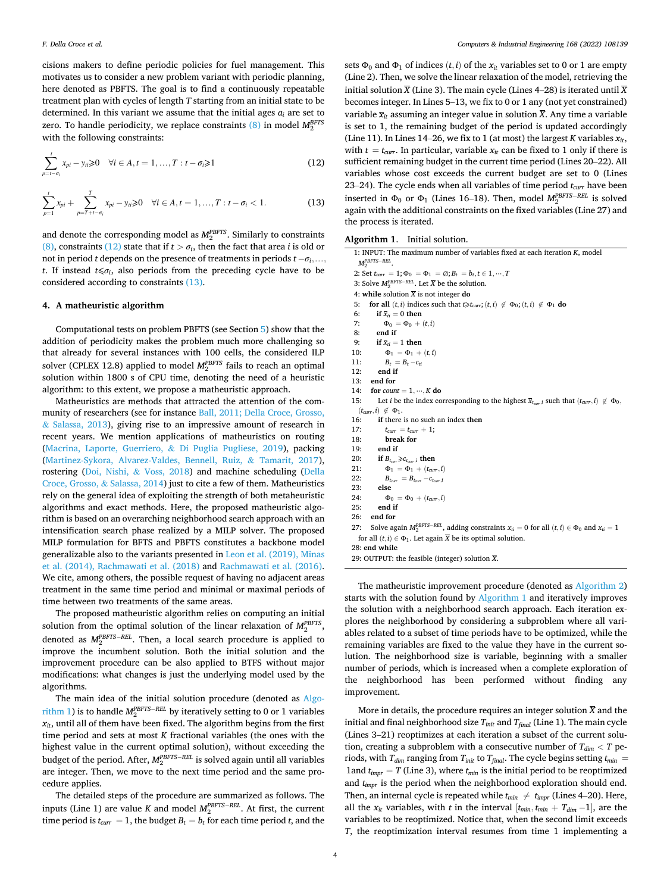cisions makers to define periodic policies for fuel management. This motivates us to consider a new problem variant with periodic planning, here denoted as PBFTS. The goal is to find a continuously repeatable treatment plan with cycles of length $T$ starting from an initial state to be determined. In this variant we assume that the initial ages $a_i$ are set to zero. To handle periodicity, we replace constraints (8) in model $M_2^{BFTS}$ with the following constraints:

$$\sum_{p=t-\sigma_i}^{t} x_{pi} - y_{ti} \geqslant 0 \quad \forall i \in A, t = 1, \ldots, T : t - \sigma_i \geqslant 1 \tag{12}$$

$$\sum_{p=1}^{t} x_{pi} + \sum_{p=T+t-\sigma_i}^{T} x_{pi} - y_{ti} \geqslant 0 \quad \forall i \in A, t = 1, \ldots, T : t - \sigma_i < 1. \tag{13}$$

and denote the corresponding model as $M_2^{PBFTS}$. Similarly to constraints (8), constraints (12) state that if $t > \sigma_i$, then the fact that area $i$ is old or not in period $t$ depends on the presence of treatments in periods $t - \sigma_i, \ldots, t$. If instead $t \leqslant \sigma_i$, also periods from the preceding cycle have to be considered according to constraints (13).

## 4. A matheuristic algorithm

Computational tests on problem PBFTS (see Section 5) show that the addition of periodicity makes the problem much more challenging so that already for several instances with 100 cells, the considered ILP solver (CPLEX 12.8) applied to model $M_2^{PBFTS}$ fails to reach an optimal solution within 1800 s of CPU time, denoting the need of a heuristic algorithm: to this extent, we propose a matheuristic approach.

Matheuristics are methods that attracted the attention of the community of researchers (see for instance Ball, 2011; Della Croce, Grosso, & Salassa, 2013), giving rise to an impressive amount of research in recent years. We mention applications of matheuristics on routing (Macrina, Laporte, Guerriero, & Di Puglia Pugliese, 2019), packing (Martinez-Sykora, Alvarez-Valdes, Bennell, Ruiz, & Tamarit, 2017), rostering (Doi, Nishi, & Voss, 2018) and machine scheduling (Della Croce, Grosso, & Salassa, 2014) just to cite a few of them. Matheuristics rely on the general idea of exploiting the strength of both metaheuristic algorithms and exact methods. Here, the proposed matheuristic algorithm is based on an overarching neighborhood search approach with an intensification search phase realized by a MILP solver. The proposed MILP formulation for BFTS and PBFTS constitutes a backbone model generalizable also to the variants presented in Leon et al. (2019), Minas et al. (2014), Rachmawati et al. (2018) and Rachmawati et al. (2016). We cite, among others, the possible request of having no adjacent areas treatment in the same time period and minimal or maximal periods of time between two treatments of the same areas.

The proposed matheuristic algorithm relies on computing an initial solution from the optimal solution of the linear relaxation of $M_2^{PBFTS}$, denoted as $M_2^{PBFTS-REL}$. Then, a local search procedure is applied to improve the incumbent solution. Both the initial solution and the improvement procedure can be also applied to BTFS without major modifications: what changes is just the underlying model used by the algorithms.

The main idea of the initial solution procedure (denoted as Algorithm 1) is to handle $M_2^{PBFTS-REL}$ by iteratively setting to 0 or 1 variables $x_{it}$, until all of them have been fixed. The algorithm begins from the first time period and sets at most $K$ fractional variables (the ones with the highest value in the current optimal solution), without exceeding the budget of the period. After, $M_2^{PBFTS-REL}$ is solved again until all variables are integer. Then, we move to the next time period and the same procedure applies.

The detailed steps of the procedure are summarized as follows. The inputs (Line 1) are value $K$ and model $M_2^{PBFTS-REL}$. At first, the current time period is $t_{curr} = 1$, the budget $B_t = b_t$ for each time period $t$, and the sets $\Phi_0$ and $\Phi_1$ of indices $(t, i)$ of the $x_{it}$ variables set to 0 or 1 are empty (Line 2). Then, we solve the linear relaxation of the model, retrieving the initial solution $\overline{X}$ (Line 3). The main cycle (Lines 4–28) is iterated until $\overline{X}$ becomes integer. In Lines 5–13, we fix to 0 or 1 any (not yet constrained) variable $\overline{x}_{it}$ assuming an integer value in solution $\overline{X}$. Any time a variable is set to 1, the remaining budget of the period is updated accordingly (Line 11). In Lines 14–26, we fix to 1 (at most) the largest $K$ variables $x_{it}$, with $t = t_{curr}$. In particular, variable $x_{it}$ can be fixed to 1 only if there is sufficient remaining budget in the current time period (Lines 20–22). All variables whose cost exceeds the current budget are set to 0 (Lines 23–24). The cycle ends when all variables of time period $t_{curr}$ have been inserted in $\Phi_0$ or $\Phi_1$ (Lines 16–18). Then, model $M_2^{PBFTS-REL}$ is solved again with the additional constraints on the fixed variables (Line 27) and the process is iterated.

**Algorithm 1.** Initial solution.

```
1: INPUT: The maximum number of variables fixed at each iteration K, model M_2^{PBFTS-REL}.
2: Set t_curr = 1; Φ0 = Φ1 = ∅; B_t = b_t, t ∈ 1, ⋯, T
3: Solve M_2^{PBFTS-REL}. Let X̄ be the solution.
4: while solution X̄ is not integer do
5:   for all (t, i) indices such that t ≥ t_curr; (t, i) ∉ Φ0; (t, i) ∉ Φ1 do
6:     if x̄_ti = 0 then
7:       Φ0 = Φ0 + (t, i)
8:     end if
9:     if x̄_ti = 1 then
10:      Φ1 = Φ1 + (t, i)
11:      B_t = B_t − c_ti
12:    end if
13:  end for
14:  for count = 1, ⋯, K do
15:    Let i be the index corresponding to the highest x̄_{t_curr,i} such that (t_curr, i) ∉ Φ0, (t_curr, i) ∉ Φ1.
16:    if there is no such an index then
17:      t_curr = t_curr + 1;
18:      break for
19:    end if
20:    if B_{t_curr} ≥ c_{t_curr,i} then
21:      Φ1 = Φ1 + (t_curr, i)
22:      B_{t_curr} = B_{t_curr} − c_{t_curr,i}
23:    else
24:      Φ0 = Φ0 + (t_curr, i)
25:    end if
26:  end for
27:  Solve again M_2^{PBFTS-REL}, adding constraints x_ti = 0 for all (t, i) ∈ Φ0 and x_ti = 1 for all (t, i) ∈ Φ1. Let again X̄ be its optimal solution.
28: end while
29: OUTPUT: the feasible (integer) solution X̄.
```

The matheuristic improvement procedure (denoted as Algorithm 2) starts with the solution found by Algorithm 1 and iteratively improves the solution with a neighborhood search approach. Each iteration explores the neighborhood by considering a subproblem where all variables related to a subset of time periods have to be optimized, while the remaining variables are fixed to the value they have in the current solution. The neighborhood size is variable, beginning with a smaller number of periods, which is increased when a complete exploration of the neighborhood has been performed without finding any improvement.

More in details, the procedure requires an integer solution $\overline{X}$ and the initial and final neighborhood size $T_{init}$ and $T_{final}$ (Line 1). The main cycle (Lines 3–21) reoptimizes at each iteration a subset of the current solution, creating a subproblem with a consecutive number of $T_{dim} < T$ periods, with $T_{dim}$ ranging from $T_{init}$ to $T_{final}$. The cycle begins setting $t_{min} =$ 1and $t_{impr} = T$ (Line 3), where $t_{min}$ is the initial period to be reoptimized and $t_{impr}$ is the period when the neighborhood exploration should end. Then, an internal cycle is repeated while $t_{min} \neq t_{impr}$ (Lines 4–20). Here, all the $x_{it}$ variables, with $t$ in the interval $[t_{min}, t_{min} + T_{dim} - 1]$, are the variables to be reoptimized. Notice that, when the second limit exceeds $T$, the reoptimization interval resumes from time 1 implementing a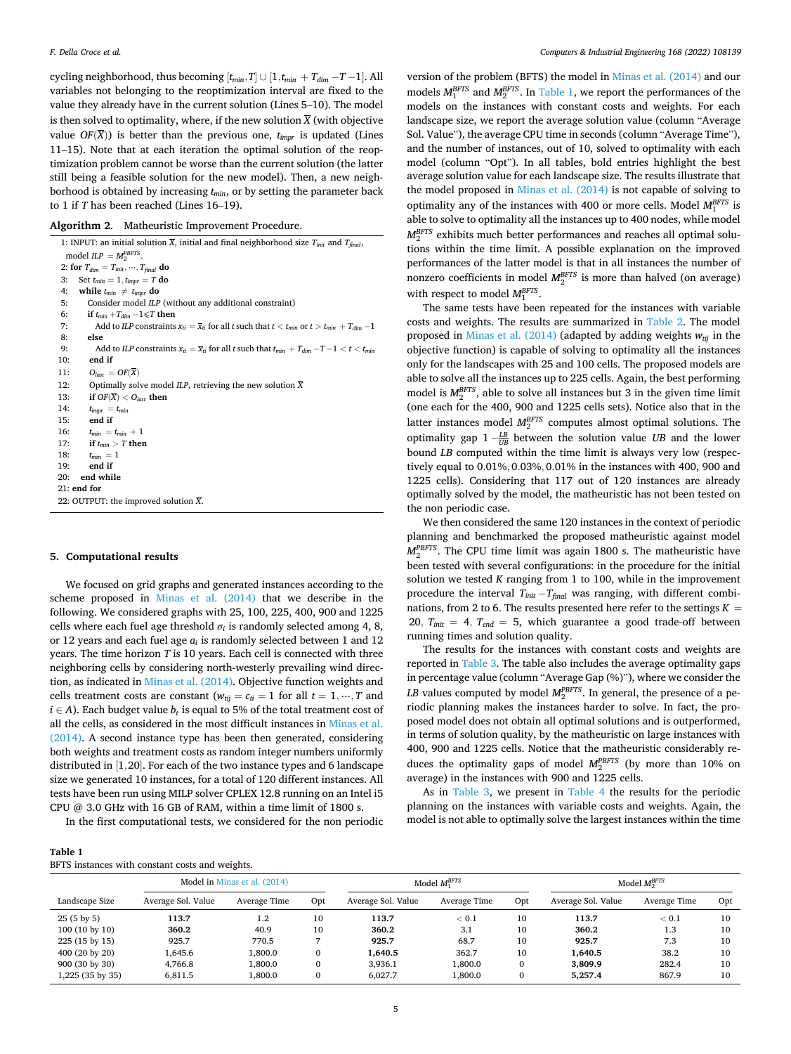cycling neighborhood, thus becoming $[t_{min}, T] \cup [1, t_{min} + T_{dim} - T - 1]$. All variables not belonging to the reoptimization interval are fixed to the value they already have in the current solution (Lines 5–10). The model is then solved to optimality, where, if the new solution $\overline{X}$ (with objective value $OF(\overline{X})$) is better than the previous one, $t_{impr}$ is updated (Lines 11–15). Note that at each iteration the optimal solution of the reoptimization problem cannot be worse than the current solution (the latter still being a feasible solution for the new model). Then, a new neighborhood is obtained by increasing $t_{min}$, or by setting the parameter back to 1 if $T$ has been reached (Lines 16–19).

**Algorithm 2.** Matheuristic Improvement Procedure.

1: INPUT: an initial solution $\overline{X}$, initial and final neighborhood size $T_{init}$ and $T_{final}$, model $ILP = M_2^{PBFTS}$.
2: **for** $T_{dim} = T_{init}, \cdots, T_{final}$ **do**
3: Set $t_{min} = 1, t_{impr} = T$ **do**
4: **while** $t_{min} \neq t_{impr}$ **do**
5: Consider model $ILP$ (without any additional constraint)
6: **if** $t_{min} + T_{dim} - 1 \leqslant T$ **then**
7: Add to $ILP$ constraints $x_{ti} = \overline{x}_{ti}$ for all $t$ such that $t < t_{min}$ or $t > t_{min} + T_{dim} - 1$
8: **else**
9: Add to $ILP$ constraints $x_{ti} = \overline{x}_{ti}$ for all $t$ such that $t_{min} + T_{dim} - T - 1 < t < t_{min}$
10: **end if**
11: $O_{last} = OF(\overline{X})$
12: Optimally solve model $ILP$, retrieving the new solution $\overline{X}$
13: **if** $OF(\overline{X}) < O_{last}$ **then**
14: $t_{impr} = t_{min}$
15: **end if**
16: $t_{min} = t_{min} + 1$
17: **if** $t_{min} > T$ **then**
18: $t_{min} = 1$
19: **end if**
20: **end while**
21: **end for**
22: OUTPUT: the improved solution $\overline{X}$.

## 5. Computational results

We focused on grid graphs and generated instances according to the scheme proposed in Minas et al. (2014) that we describe in the following. We considered graphs with 25, 100, 225, 400, 900 and 1225 cells where each fuel age threshold $\sigma_i$ is randomly selected among 4, 8, or 12 years and each fuel age $a_i$ is randomly selected between 1 and 12 years. The time horizon $T$ is 10 years. Each cell is connected with three neighboring cells by considering north-westerly prevailing wind direction, as indicated in Minas et al. (2014). Objective function weights and cells treatment costs are constant ($w_{tij} = c_{ti} = 1$ for all $t = 1, \cdots, T$ and $i \in A$). Each budget value $b_t$ is equal to 5% of the total treatment cost of all the cells, as considered in the most difficult instances in Minas et al. (2014). A second instance type has been then generated, considering both weights and treatment costs as random integer numbers uniformly distributed in $[1, 20]$. For each of the two instance types and 6 landscape size we generated 10 instances, for a total of 120 different instances. All tests have been run using MILP solver CPLEX 12.8 running on an Intel i5 CPU @ 3.0 GHz with 16 GB of RAM, within a time limit of 1800 s.

In the first computational tests, we considered for the non periodic version of the problem (BFTS) the model in Minas et al. (2014) and our models $M_1^{BFTS}$ and $M_2^{BFTS}$. In Table 1, we report the performances of the models on the instances with constant costs and weights. For each landscape size, we report the average solution value (column "Average Sol. Value"), the average CPU time in seconds (column "Average Time"), and the number of instances, out of 10, solved to optimality with each model (column "Opt"). In all tables, bold entries highlight the best average solution value for each landscape size. The results illustrate that the model proposed in Minas et al. (2014) is not capable of solving to optimality any of the instances with 400 or more cells. Model $M_1^{BFTS}$ is able to solve to optimality all the instances up to 400 nodes, while model $M_2^{BFTS}$ exhibits much better performances and reaches all optimal solutions within the time limit. A possible explanation on the improved performances of the latter model is that in all instances the number of nonzero coefficients in model $M_2^{BFTS}$ is more than halved (on average) with respect to model $M_1^{BFTS}$.

The same tests have been repeated for the instances with variable costs and weights. The results are summarized in Table 2. The model proposed in Minas et al. (2014) (adapted by adding weights $w_{tij}$ in the objective function) is capable of solving to optimality all the instances only for the landscapes with 25 and 100 cells. The proposed models are able to solve all the instances up to 225 cells. Again, the best performing model is $M_2^{BFTS}$, able to solve all instances but 3 in the given time limit (one each for the 400, 900 and 1225 cells sets). Notice also that in the latter instances model $M_2^{BFTS}$ computes almost optimal solutions. The optimality gap $1 - \frac{LB}{UB}$ between the solution value $UB$ and the lower bound $LB$ computed within the time limit is always very low (respectively equal to 0.01%, 0.03%, 0.01% in the instances with 400, 900 and 1225 cells). Considering that 117 out of 120 instances are already optimally solved by the model, the matheuristic has not been tested on the non periodic case.

We then considered the same 120 instances in the context of periodic planning and benchmarked the proposed matheuristic against model $M_2^{PBFTS}$. The CPU time limit was again 1800 s. The matheuristic have been tested with several configurations: in the procedure for the initial solution we tested $K$ ranging from 1 to 100, while in the improvement procedure the interval $T_{init} - T_{final}$ was ranging, with different combinations, from 2 to 6. The results presented here refer to the settings $K = 20$, $T_{init} = 4$, $T_{end} = 5$, which guarantee a good trade-off between running times and solution quality.

The results for the instances with constant costs and weights are reported in Table 3. The table also includes the average optimality gaps in percentage value (column "Average Gap (%)"), where we consider the $LB$ values computed by model $M_2^{PBFTS}$. In general, the presence of a periodic planning makes the instances harder to solve. In fact, the proposed model does not obtain all optimal solutions and is outperformed, in terms of solution quality, by the matheuristic on large instances with 400, 900 and 1225 cells. Notice that the matheuristic considerably reduces the optimality gaps of model $M_2^{PBFTS}$ (by more than 10% on average) in the instances with 900 and 1225 cells.

As in Table 3, we present in Table 4 the results for the periodic planning on the instances with variable costs and weights. Again, the model is not able to optimally solve the largest instances within the time

**Table 1**
BFTS instances with constant costs and weights.

| | Model in Minas et al. (2014) | | | Model $M_1^{BFTS}$ | | | Model $M_2^{BFTS}$ | | |
|---|---|---|---|---|---|---|---|---|---|
| Landscape Size | Average Sol. Value | Average Time | Opt | Average Sol. Value | Average Time | Opt | Average Sol. Value | Average Time | Opt |
| 25 (5 by 5) | **113.7** | 1.2 | 10 | **113.7** | < 0.1 | 10 | **113.7** | < 0.1 | 10 |
| 100 (10 by 10) | **360.2** | 40.9 | 10 | **360.2** | 3.1 | 10 | **360.2** | 1.3 | 10 |
| 225 (15 by 15) | 925.7 | 770.5 | 7 | **925.7** | 68.7 | 10 | **925.7** | 7.3 | 10 |
| 400 (20 by 20) | 1,645.6 | 1,800.0 | 0 | **1,640.5** | 362.7 | 10 | **1,640.5** | 38.2 | 10 |
| 900 (30 by 30) | 4,766.8 | 1,800.0 | 0 | 3,936.1 | 1,800.0 | 0 | **3,809.9** | 282.4 | 10 |
| 1,225 (35 by 35) | 6,811.5 | 1,800.0 | 0 | 6,027.7 | 1,800.0 | 0 | **5,257.4** | 867.9 | 10 |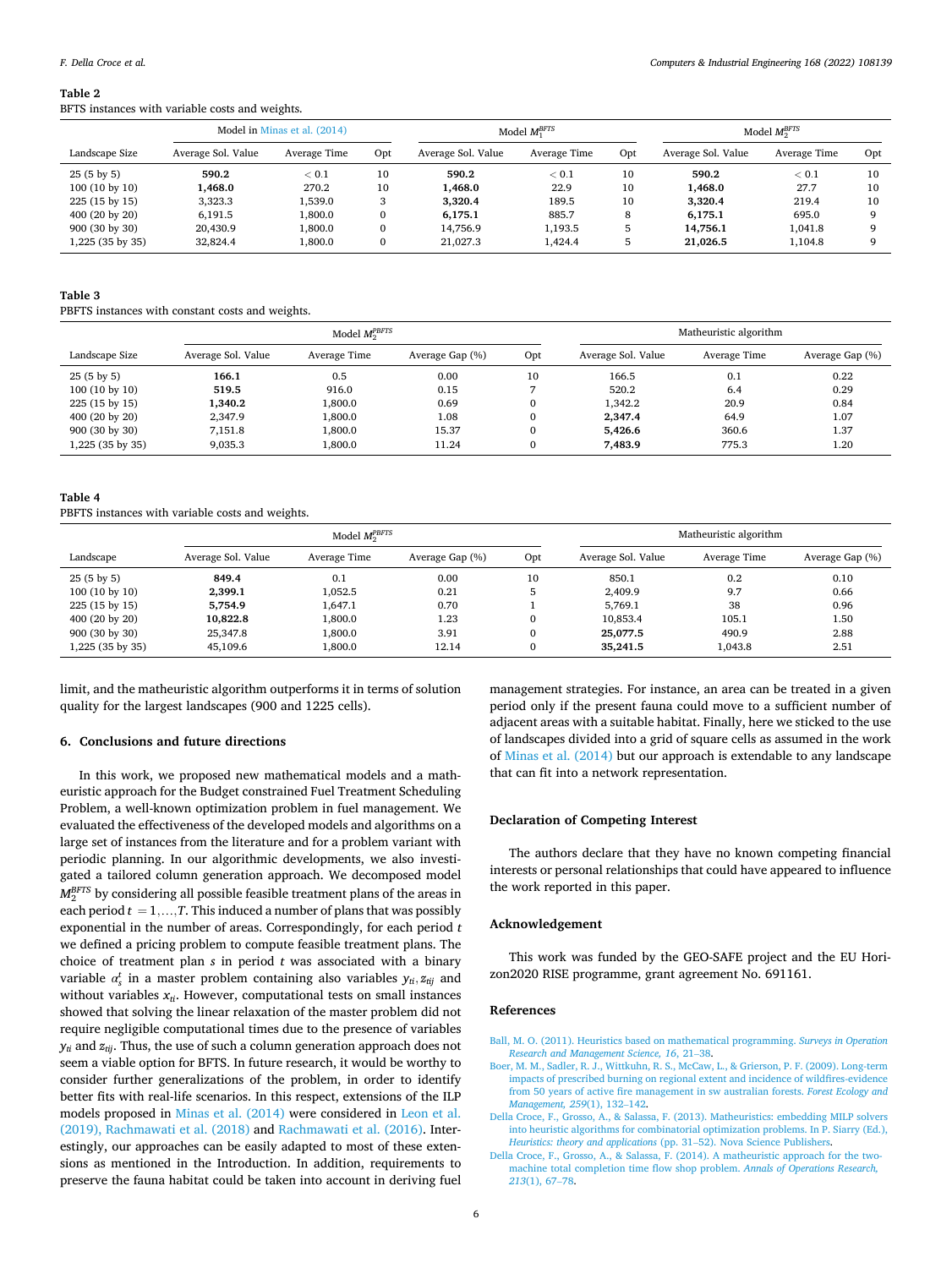**Table 2**
BFTS instances with variable costs and weights.

| Landscape Size | Model in Minas et al. (2014) | | | Model $M_1^{BFTS}$ | | | Model $M_2^{BFTS}$ | | |
|---|---|---|---|---|---|---|---|---|---|
| | Average Sol. Value | Average Time | Opt | Average Sol. Value | Average Time | Opt | Average Sol. Value | Average Time | Opt |
| 25 (5 by 5) | **590.2** | < 0.1 | 10 | **590.2** | < 0.1 | 10 | **590.2** | < 0.1 | 10 |
| 100 (10 by 10) | **1,468.0** | 270.2 | 10 | **1,468.0** | 22.9 | 10 | **1,468.0** | 27.7 | 10 |
| 225 (15 by 15) | 3,323.3 | 1,539.0 | 3 | **3,320.4** | 189.5 | 10 | **3,320.4** | 219.4 | 10 |
| 400 (20 by 20) | 6,191.5 | 1,800.0 | 0 | **6,175.1** | 885.7 | 8 | **6,175.1** | 695.0 | 9 |
| 900 (30 by 30) | 20,430.9 | 1,800.0 | 0 | 14,756.9 | 1,193.5 | 5 | **14,756.1** | 1,041.8 | 9 |
| 1,225 (35 by 35) | 32,824.4 | 1,800.0 | 0 | 21,027.3 | 1,424.4 | 5 | **21,026.5** | 1,104.8 | 9 |

**Table 3**
PBFTS instances with constant costs and weights.

| Landscape Size | Model $M_2^{PBFTS}$ | | | | Matheuristic algorithm | | |
|---|---|---|---|---|---|---|---|
| | Average Sol. Value | Average Time | Average Gap (%) | Opt | Average Sol. Value | Average Time | Average Gap (%) |
| 25 (5 by 5) | **166.1** | 0.5 | 0.00 | 10 | 166.5 | 0.1 | 0.22 |
| 100 (10 by 10) | **519.5** | 916.0 | 0.15 | 7 | 520.2 | 6.4 | 0.29 |
| 225 (15 by 15) | **1,340.2** | 1,800.0 | 0.69 | 0 | 1,342.2 | 20.9 | 0.84 |
| 400 (20 by 20) | 2,347.9 | 1,800.0 | 1.08 | 0 | **2,347.4** | 64.9 | 1.07 |
| 900 (30 by 30) | 7,151.8 | 1,800.0 | 15.37 | 0 | **5,426.6** | 360.6 | 1.37 |
| 1,225 (35 by 35) | 9,035.3 | 1,800.0 | 11.24 | 0 | **7,483.9** | 775.3 | 1.20 |

**Table 4**
PBFTS instances with variable costs and weights.

| Landscape | Model $M_2^{PBFTS}$ | | | | Matheuristic algorithm | | |
|---|---|---|---|---|---|---|---|
| | Average Sol. Value | Average Time | Average Gap (%) | Opt | Average Sol. Value | Average Time | Average Gap (%) |
| 25 (5 by 5) | **849.4** | 0.1 | 0.00 | 10 | 850.1 | 0.2 | 0.10 |
| 100 (10 by 10) | **2,399.1** | 1,052.5 | 0.21 | 5 | 2,409.9 | 9.7 | 0.66 |
| 225 (15 by 15) | **5,754.9** | 1,647.1 | 0.70 | 1 | 5,769.1 | 38 | 0.96 |
| 400 (20 by 20) | **10,822.8** | 1,800.0 | 1.23 | 0 | 10,853.4 | 105.1 | 1.50 |
| 900 (30 by 30) | 25,347.8 | 1,800.0 | 3.91 | 0 | **25,077.5** | 490.9 | 2.88 |
| 1,225 (35 by 35) | 45,109.6 | 1,800.0 | 12.14 | 0 | **35,241.5** | 1,043.8 | 2.51 |

limit, and the matheuristic algorithm outperforms it in terms of solution quality for the largest landscapes (900 and 1225 cells).

## 6. Conclusions and future directions

In this work, we proposed new mathematical models and a matheuristic approach for the Budget constrained Fuel Treatment Scheduling Problem, a well-known optimization problem in fuel management. We evaluated the effectiveness of the developed models and algorithms on a large set of instances from the literature and for a problem variant with periodic planning. In our algorithmic developments, we also investigated a tailored column generation approach. We decomposed model $M_2^{BFTS}$ by considering all possible feasible treatment plans of the areas in each period $t = 1,\ldots,T$. This induced a number of plans that was possibly exponential in the number of areas. Correspondingly, for each period $t$ we defined a pricing problem to compute feasible treatment plans. The choice of treatment plan $s$ in period $t$ was associated with a binary variable $\alpha_s^t$ in a master problem containing also variables $y_{ti}, z_{tij}$ and without variables $x_{ti}$. However, computational tests on small instances showed that solving the linear relaxation of the master problem did not require negligible computational times due to the presence of variables $y_{ti}$ and $z_{tij}$. Thus, the use of such a column generation approach does not seem a viable option for BFTS. In future research, it would be worthy to consider further generalizations of the problem, in order to identify better fits with real-life scenarios. In this respect, extensions of the ILP models proposed in Minas et al. (2014) were considered in Leon et al. (2019), Rachmawati et al. (2018) and Rachmawati et al. (2016). Interestingly, our approaches can be easily adapted to most of these extensions as mentioned in the Introduction. In addition, requirements to preserve the fauna habitat could be taken into account in deriving fuel management strategies. For instance, an area can be treated in a given period only if the present fauna could move to a sufficient number of adjacent areas with a suitable habitat. Finally, here we sticked to the use of landscapes divided into a grid of square cells as assumed in the work of Minas et al. (2014) but our approach is extendable to any landscape that can fit into a network representation.

## Declaration of Competing Interest

The authors declare that they have no known competing financial interests or personal relationships that could have appeared to influence the work reported in this paper.

## Acknowledgement

This work was funded by the GEO-SAFE project and the EU Horizon2020 RISE programme, grant agreement No. 691161.

## References

Ball, M. O. (2011). Heuristics based on mathematical programming. *Surveys in Operation Research and Management Science, 16*, 21–38.

Boer, M. M., Sadler, R. J., Wittkuhn, R. S., McCaw, L., & Grierson, P. F. (2009). Long-term impacts of prescribed burning on regional extent and incidence of wildfires-evidence from 50 years of active fire management in sw australian forests. *Forest Ecology and Management, 259*(1), 132–142.

Della Croce, F., Grosso, A., & Salassa, F. (2013). Matheuristics: embedding MILP solvers into heuristic algorithms for combinatorial optimization problems. In P. Siarry (Ed.), *Heuristics: theory and applications* (pp. 31–52). Nova Science Publishers.

Della Croce, F., Grosso, A., & Salassa, F. (2014). A matheuristic approach for the two-machine total completion time flow shop problem. *Annals of Operations Research, 213*(1), 67–78.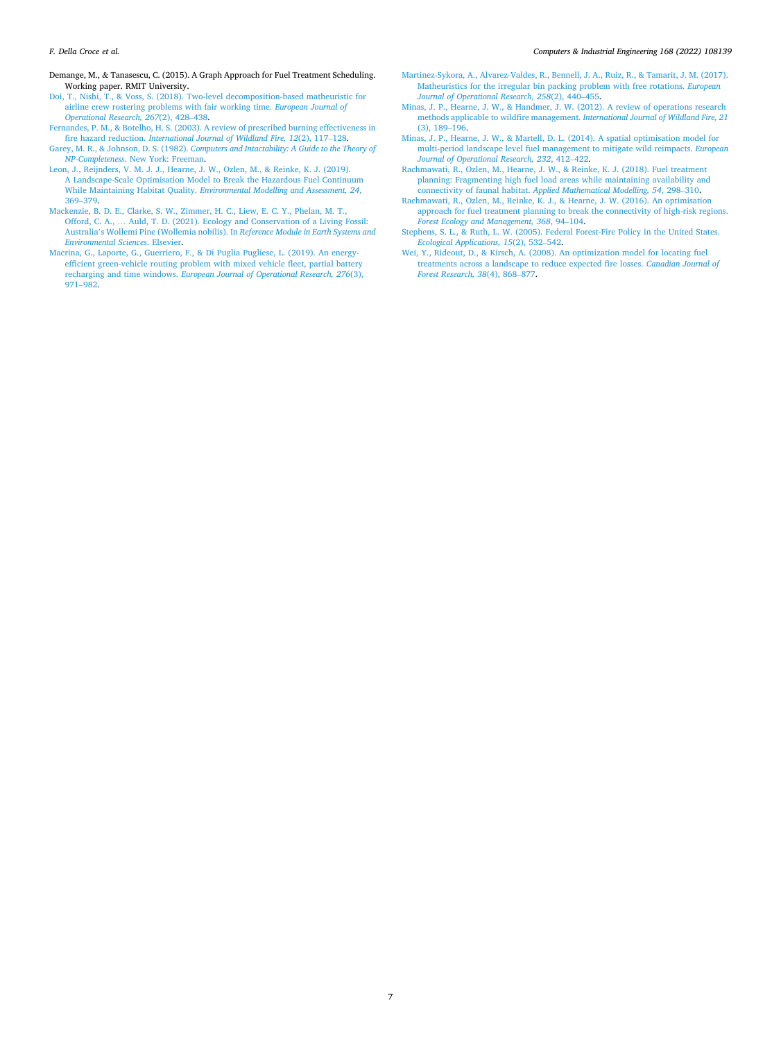Demange, M., & Tanasescu, C. (2015). A Graph Approach for Fuel Treatment Scheduling. Working paper. RMIT University.

Doi, T., Nishi, T., & Voss, S. (2018). Two-level decomposition-based matheuristic for airline crew rostering problems with fair working time. *European Journal of Operational Research, 267*(2), 428–438.

Fernandes, P. M., & Botelho, H. S. (2003). A review of prescribed burning effectiveness in fire hazard reduction. *International Journal of Wildland Fire, 12*(2), 117–128.

Garey, M. R., & Johnson, D. S. (1982). *Computers and Intractability: A Guide to the Theory of NP-Completeness*. New York: Freeman.

Leon, J., Reijnders, V. M. J. J., Hearne, J. W., Ozlen, M., & Reinke, K. J. (2019). A Landscape-Scale Optimisation Model to Break the Hazardous Fuel Continuum While Maintaining Habitat Quality. *Environmental Modelling and Assessment, 24*, 369–379.

Mackenzie, B. D. E., Clarke, S. W., Zimmer, H. C., Liew, E. C. Y., Phelan, M. T., Offord, C. A., … Auld, T. D. (2021). Ecology and Conservation of a Living Fossil: Australia's Wollemi Pine (Wollemia nobilis). In *Reference Module in Earth Systems and Environmental Sciences*. Elsevier.

Macrina, G., Laporte, G., Guerriero, F., & Di Puglia Pugliese, L. (2019). An energy-efficient green-vehicle routing problem with mixed vehicle fleet, partial battery recharging and time windows. *European Journal of Operational Research, 276*(3), 971–982.

Martinez-Sykora, A., Alvarez-Valdes, R., Bennell, J. A., Ruiz, R., & Tamarit, J. M. (2017). Matheuristics for the irregular bin packing problem with free rotations. *European Journal of Operational Research, 258*(2), 440–455.

Minas, J. P., Hearne, J. W., & Handmer, J. W. (2012). A review of operations research methods applicable to wildfire management. *International Journal of Wildland Fire, 21*(3), 189–196.

Minas, J. P., Hearne, J. W., & Martell, D. L. (2014). A spatial optimisation model for multi-period landscape level fuel management to mitigate wild reimpacts. *European Journal of Operational Research, 232*, 412–422.

Rachmawati, R., Ozlen, M., Hearne, J. W., & Reinke, K. J. (2018). Fuel treatment planning: Fragmenting high fuel load areas while maintaining availability and connectivity of faunal habitat. *Applied Mathematical Modelling, 54*, 298–310.

Rachmawati, R., Ozlen, M., Reinke, K. J., & Hearne, J. W. (2016). An optimisation approach for fuel treatment planning to break the connectivity of high-risk regions. *Forest Ecology and Management, 368*, 94–104.

Stephens, S. L., & Ruth, L. W. (2005). Federal Forest-Fire Policy in the United States. *Ecological Applications, 15*(2), 532–542.

Wei, Y., Rideout, D., & Kirsch, A. (2008). An optimization model for locating fuel treatments across a landscape to reduce expected fire losses. *Canadian Journal of Forest Research, 38*(4), 868–877.